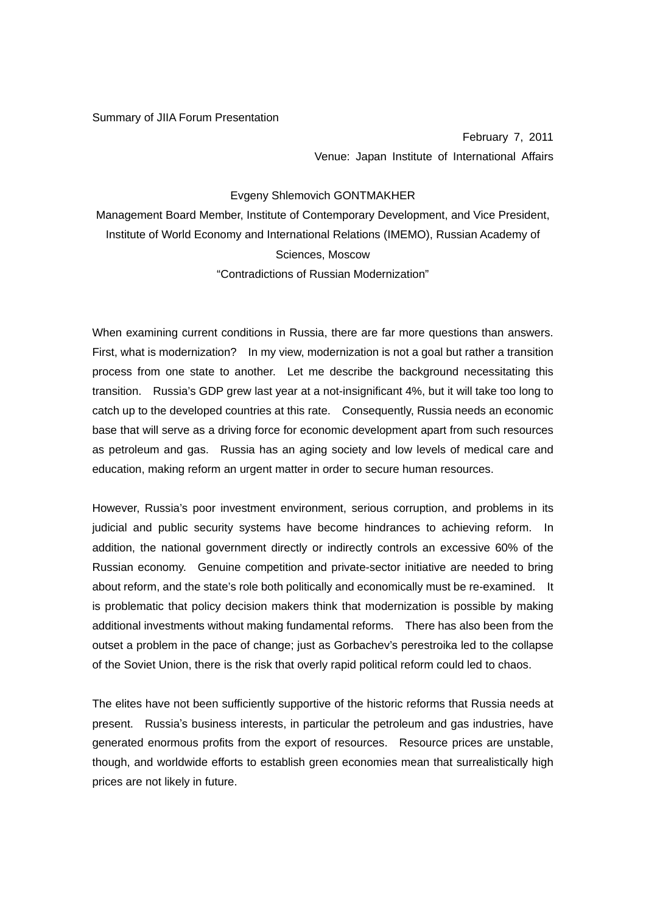Summary of JIIA Forum Presentation

February 7, 2011

Venue: Japan Institute of International Affairs

Evgeny Shlemovich GONTMAKHER

Management Board Member, Institute of Contemporary Development, and Vice President, Institute of World Economy and International Relations (IMEMO), Russian Academy of Sciences, Moscow

"Contradictions of Russian Modernization"

When examining current conditions in Russia, there are far more questions than answers. First, what is modernization? In my view, modernization is not a goal but rather a transition process from one state to another. Let me describe the background necessitating this transition. Russia's GDP grew last year at a not-insignificant 4%, but it will take too long to catch up to the developed countries at this rate. Consequently, Russia needs an economic base that will serve as a driving force for economic development apart from such resources as petroleum and gas. Russia has an aging society and low levels of medical care and education, making reform an urgent matter in order to secure human resources.

However, Russia's poor investment environment, serious corruption, and problems in its judicial and public security systems have become hindrances to achieving reform. In addition, the national government directly or indirectly controls an excessive 60% of the Russian economy. Genuine competition and private-sector initiative are needed to bring about reform, and the state's role both politically and economically must be re-examined. It is problematic that policy decision makers think that modernization is possible by making additional investments without making fundamental reforms. There has also been from the outset a problem in the pace of change; just as Gorbachev's perestroika led to the collapse of the Soviet Union, there is the risk that overly rapid political reform could led to chaos.

The elites have not been sufficiently supportive of the historic reforms that Russia needs at present. Russia's business interests, in particular the petroleum and gas industries, have generated enormous profits from the export of resources. Resource prices are unstable, though, and worldwide efforts to establish green economies mean that surrealistically high prices are not likely in future.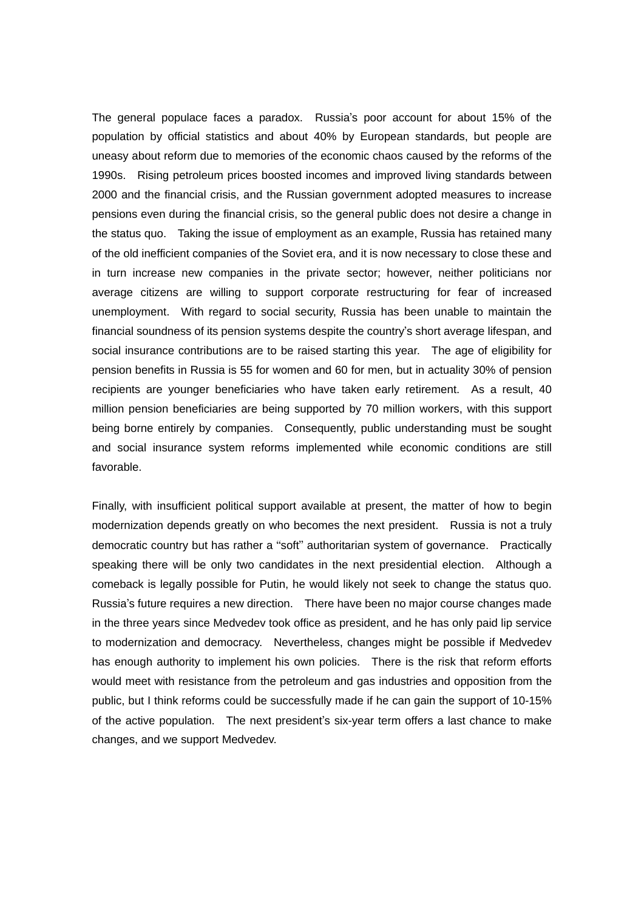The general populace faces a paradox. Russia's poor account for about 15% of the population by official statistics and about 40% by European standards, but people are uneasy about reform due to memories of the economic chaos caused by the reforms of the 1990s. Rising petroleum prices boosted incomes and improved living standards between 2000 and the financial crisis, and the Russian government adopted measures to increase pensions even during the financial crisis, so the general public does not desire a change in the status quo. Taking the issue of employment as an example, Russia has retained many of the old inefficient companies of the Soviet era, and it is now necessary to close these and in turn increase new companies in the private sector; however, neither politicians nor average citizens are willing to support corporate restructuring for fear of increased unemployment. With regard to social security, Russia has been unable to maintain the financial soundness of its pension systems despite the country's short average lifespan, and social insurance contributions are to be raised starting this year. The age of eligibility for pension benefits in Russia is 55 for women and 60 for men, but in actuality 30% of pension recipients are younger beneficiaries who have taken early retirement. As a result, 40 million pension beneficiaries are being supported by 70 million workers, with this support being borne entirely by companies. Consequently, public understanding must be sought and social insurance system reforms implemented while economic conditions are still favorable.

Finally, with insufficient political support available at present, the matter of how to begin modernization depends greatly on who becomes the next president. Russia is not a truly democratic country but has rather a "soft" authoritarian system of governance. Practically speaking there will be only two candidates in the next presidential election. Although a comeback is legally possible for Putin, he would likely not seek to change the status quo. Russia's future requires a new direction. There have been no major course changes made in the three years since Medvedev took office as president, and he has only paid lip service to modernization and democracy. Nevertheless, changes might be possible if Medvedev has enough authority to implement his own policies. There is the risk that reform efforts would meet with resistance from the petroleum and gas industries and opposition from the public, but I think reforms could be successfully made if he can gain the support of 10-15% of the active population. The next president's six-year term offers a last chance to make changes, and we support Medvedev.